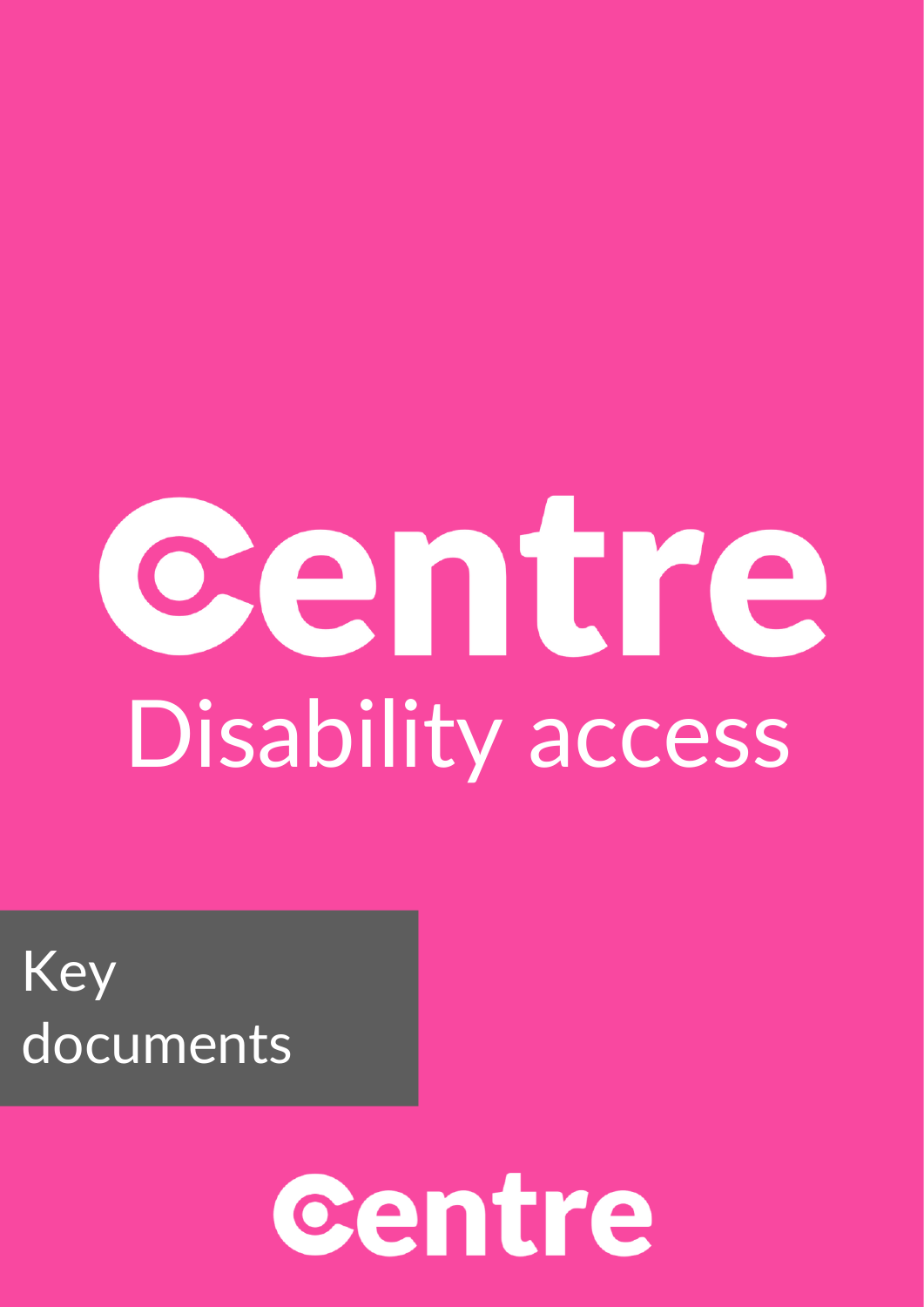# Centre

## Disability access

Key documents

Centre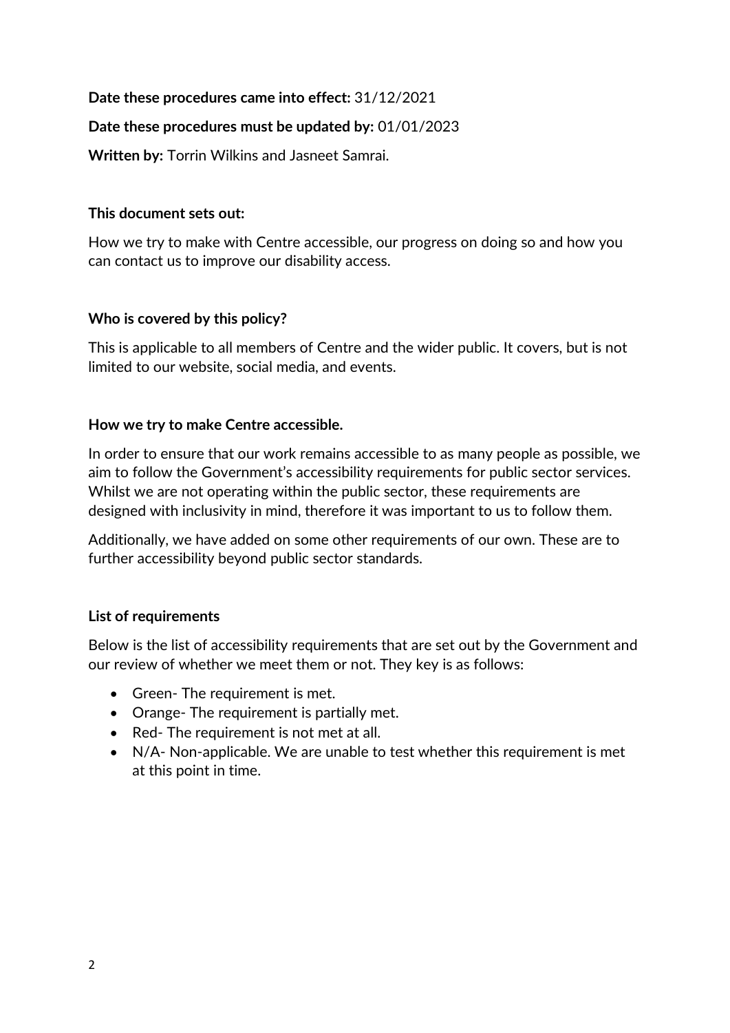**Date these procedures came into effect:** 31/12/2021

**Date these procedures must be updated by:** 01/01/2023

**Written by:** Torrin Wilkins and Jasneet Samrai.

**This document sets out:**

How we try to make with Centre accessible, our progress on doing so and how you can contact us to improve our disability access.

**Who is covered by this policy?**

This is applicable to all members of Centre and the wider public. It covers, but is not limited to our website, social media, and events.

**How we try to make Centre accessible.**

In order to ensure that our work remains accessible to as many people as possible, we aim to follow the Government's accessibility requirements for public sector services. Whilst we are not operating within the public sector, these requirements are designed with inclusivity in mind, therefore it was important to us to follow them.

Additionally, we have added on some other requirements of our own. These are to further accessibility beyond public sector standards.

**List of requirements**

Below is the list of accessibility requirements that are set out by the Government and our review of whether we meet them or not. They key is as follows:

- Green- The requirement is met.
- Orange- The requirement is partially met.
- Red- The requirement is not met at all.
- N/A- Non-applicable. We are unable to test whether this requirement is met at this point in time.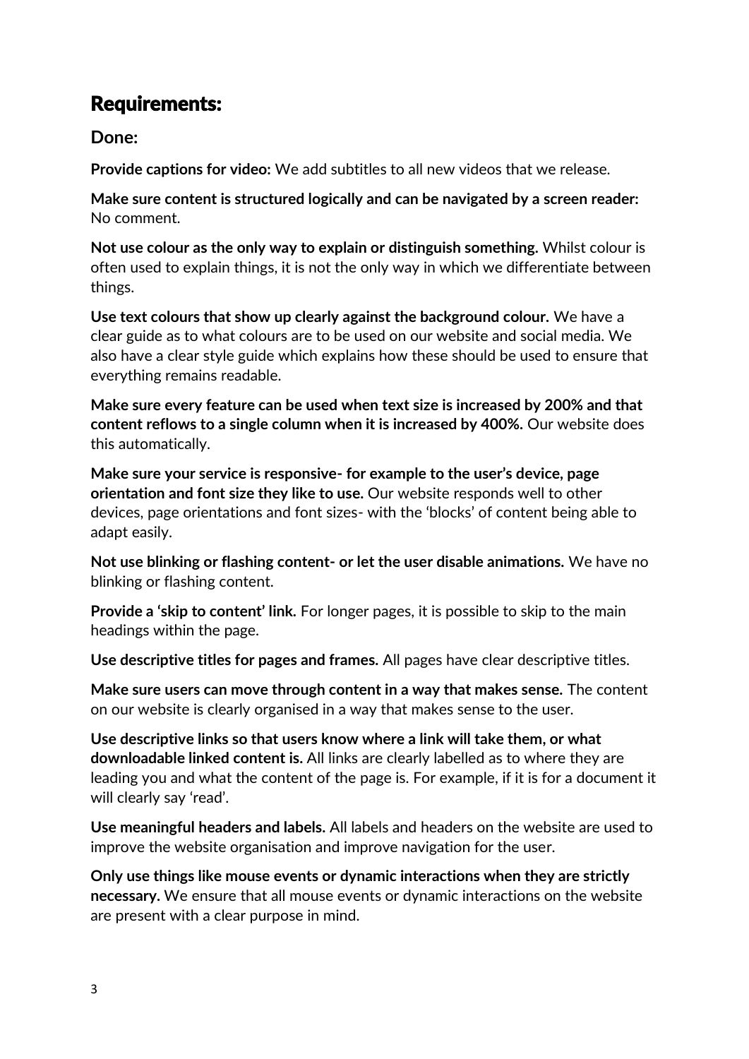## Requirements:

### Done:

**Provide captions for video:** We add subtitles to all new videos that we release.

**Make sure content is structured logically and can be navigated by a screen reader:** No comment.

**Not use colour as the only way to explain or distinguish something.** Whilst colour is often used to explain things, it is not the only way in which we differentiate between things.

**Use text colours that show up clearly against the background colour.** We have a clear guide as to what colours are to be used on our website and social media. We also have a clear style guide which explains how these should be used to ensure that everything remains readable.

**Make sure every feature can be used when text size is increased by 200% and that content reflows to a single column when it is increased by 400%.** Our website does this automatically.

**Make sure your service is responsive- for example to the user's device, page orientation and font size they like to use.** Our website responds well to other devices, page orientations and font sizes- with the 'blocks' of content being able to adapt easily.

**Not use blinking or flashing content- or let the user disable animations.** We have no blinking or flashing content.

**Provide a 'skip to content' link.** For longer pages, it is possible to skip to the main headings within the page.

**Use descriptive titles for pages and frames.** All pages have clear descriptive titles.

**Make sure users can move through content in a way that makes sense.** The content on our website is clearly organised in a way that makes sense to the user.

**Use descriptive links so that users know where a link will take them, or what downloadable linked content is.** All links are clearly labelled as to where they are leading you and what the content of the page is. For example, if it is for a document it will clearly say 'read'.

**Use meaningful headers and labels.** All labels and headers on the website are used to improve the website organisation and improve navigation for the user.

**Only use things like mouse events or dynamic interactions when they are strictly necessary.** We ensure that all mouse events or dynamic interactions on the website are present with a clear purpose in mind.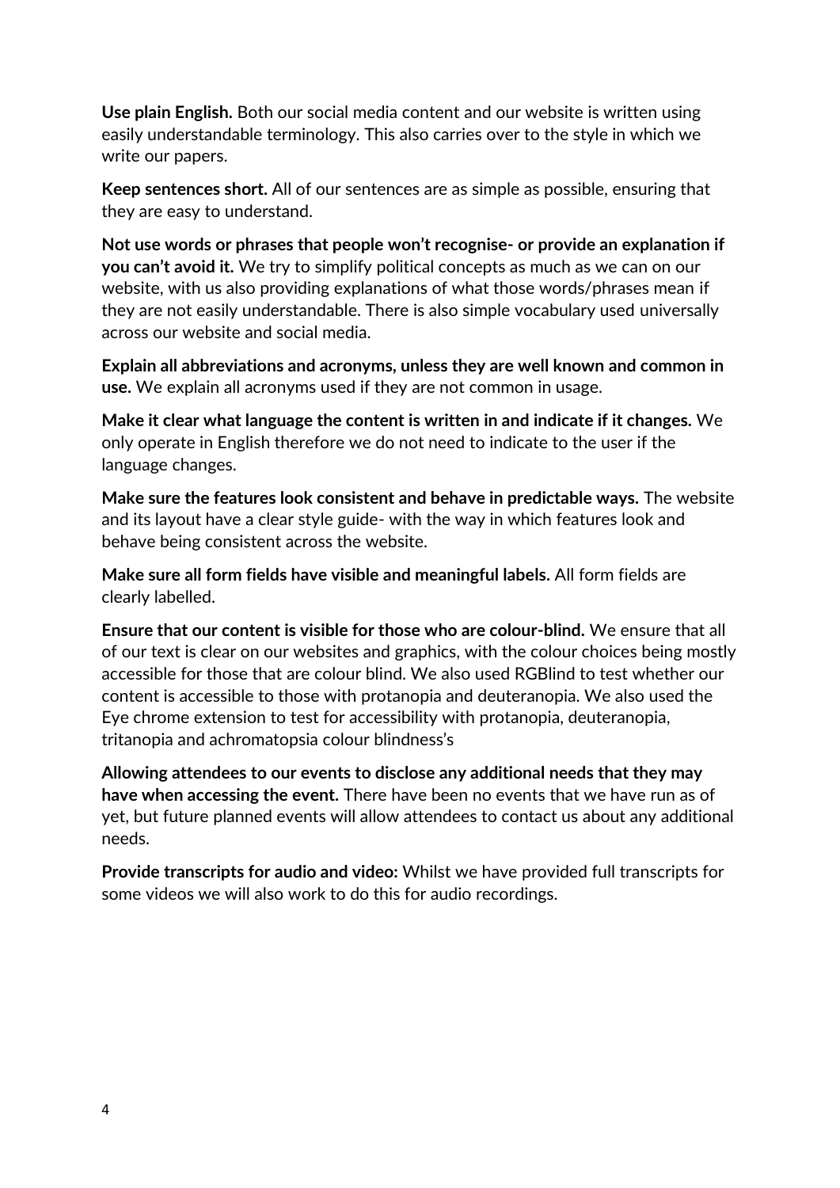**Use plain English.** Both our social media content and our website is written using easily understandable terminology. This also carries over to the style in which we write our papers.

**Keep sentences short.** All of our sentences are as simple as possible, ensuring that they are easy to understand.

**Not use words or phrases that people won't recognise- or provide an explanation if you can't avoid it.** We try to simplify political concepts as much as we can on our website, with us also providing explanations of what those words/phrases mean if they are not easily understandable. There is also simple vocabulary used universally across our website and social media.

**Explain all abbreviations and acronyms, unless they are well known and common in use.** We explain all acronyms used if they are not common in usage.

**Make it clear what language the content is written in and indicate if it changes.** We only operate in English therefore we do not need to indicate to the user if the language changes.

**Make sure the features look consistent and behave in predictable ways.** The website and its layout have a clear style guide- with the way in which features look and behave being consistent across the website.

**Make sure all form fields have visible and meaningful labels.** All form fields are clearly labelled.

**Ensure that our content is visible for those who are colour-blind.** We ensure that all of our text is clear on our websites and graphics, with the colour choices being mostly accessible for those that are colour blind. We also used RGBlind to test whether our content is accessible to those with protanopia and deuteranopia. We also used the Eye chrome extension to test for accessibility with protanopia, deuteranopia, tritanopia and achromatopsia colour blindness's

**Allowing attendees to our events to disclose any additional needs that they may have when accessing the event.** There have been no events that we have run as of yet, but future planned events will allow attendees to contact us about any additional needs.

**Provide transcripts for audio and video:** Whilst we have provided full transcripts for some videos we will also work to do this for audio recordings.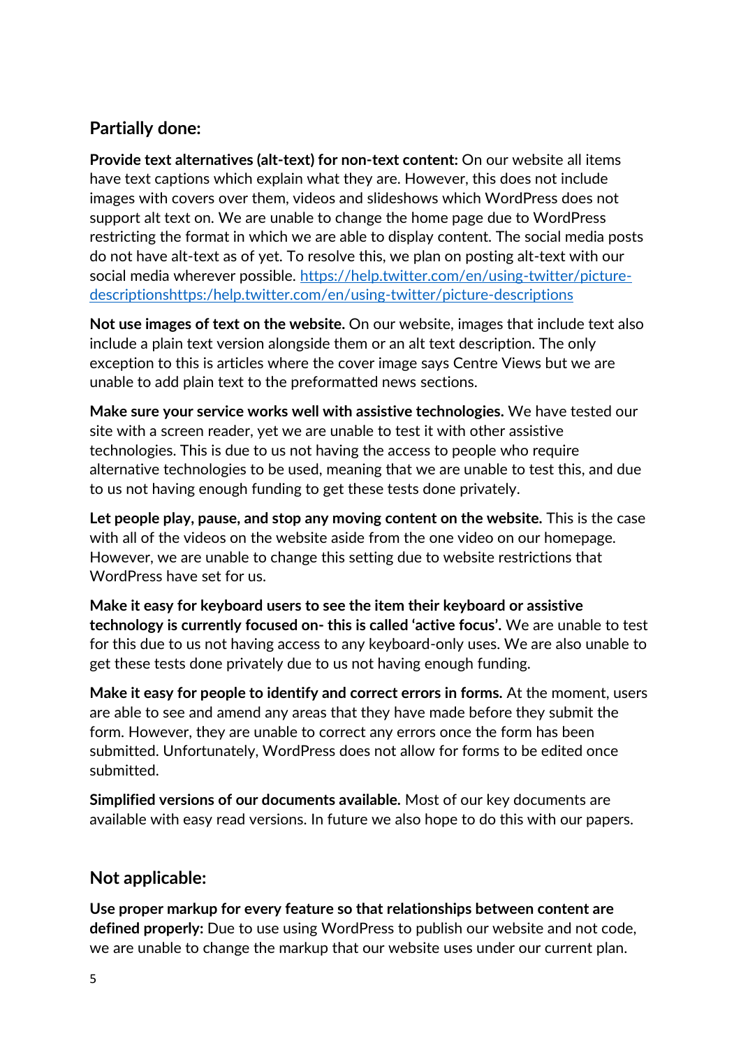## Partially done:

**Provide text alternatives (alt-text) for non-text content:** On our website all items have text captions which explain what they are. However, this does not include images with covers over them, videos and slideshows which WordPress does not support alt text on. We are unable to change the home page due to WordPress restricting the format in which we are able to display content. The social media posts do not have alt-text as of yet. To resolve this, we plan on posting alt-text with our social media wherever possible. [https://help.twitter.com/en/using-twitter/picture-descriptionshttps:/help.twitter.com/en/using-twitter/picture-descriptions](https://help.twitter.com/en/using-twitter/picture-descriptionshttps:/help.twitter.com/en/using-twitter/picture-descriptions)

**Not use images of text on the website.** On our website, images that include text also include a plain text version alongside them or an alt text description. The only exception to this is articles where the cover image says Centre Views but we are unable to add plain text to the preformatted news sections.

**Make sure your service works well with assistive technologies.** We have tested our site with a screen reader, yet we are unable to test it with other assistive technologies. This is due to us not having the access to people who require alternative technologies to be used, meaning that we are unable to test this, and due to us not having enough funding to get these tests done privately.

**Let people play, pause, and stop any moving content on the website.** This is the case with all of the videos on the website aside from the one video on our homepage. However, we are unable to change this setting due to website restrictions that WordPress have set for us.

**Make it easy for keyboard users to see the item their keyboard or assistive technology is currently focused on- this is called 'active focus'.** We are unable to test for this due to us not having access to any keyboard-only uses. We are also unable to get these tests done privately due to us not having enough funding.

**Make it easy for people to identify and correct errors in forms.** At the moment, users are able to see and amend any areas that they have made before they submit the form. However, they are unable to correct any errors once the form has been submitted. Unfortunately, WordPress does not allow for forms to be edited once submitted.

**Simplified versions of our documents available.** Most of our key documents are available with easy read versions. In future we also hope to do this with our papers.

## Not applicable:

**Use proper markup for every feature so that relationships between content are defined properly:** Due to use using WordPress to publish our website and not code, we are unable to change the markup that our website uses under our current plan.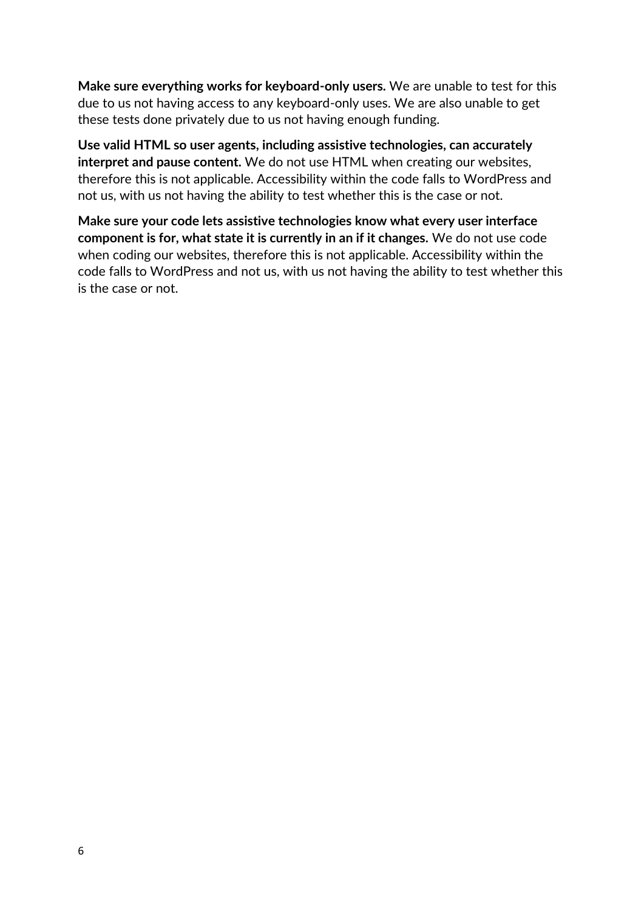**Make sure everything works for keyboard-only users.** We are unable to test for this due to us not having access to any keyboard-only uses. We are also unable to get these tests done privately due to us not having enough funding.

**Use valid HTML so user agents, including assistive technologies, can accurately interpret and pause content.** We do not use HTML when creating our websites, therefore this is not applicable. Accessibility within the code falls to WordPress and not us, with us not having the ability to test whether this is the case or not.

**Make sure your code lets assistive technologies know what every user interface component is for, what state it is currently in an if it changes.** We do not use code when coding our websites, therefore this is not applicable. Accessibility within the code falls to WordPress and not us, with us not having the ability to test whether this is the case or not.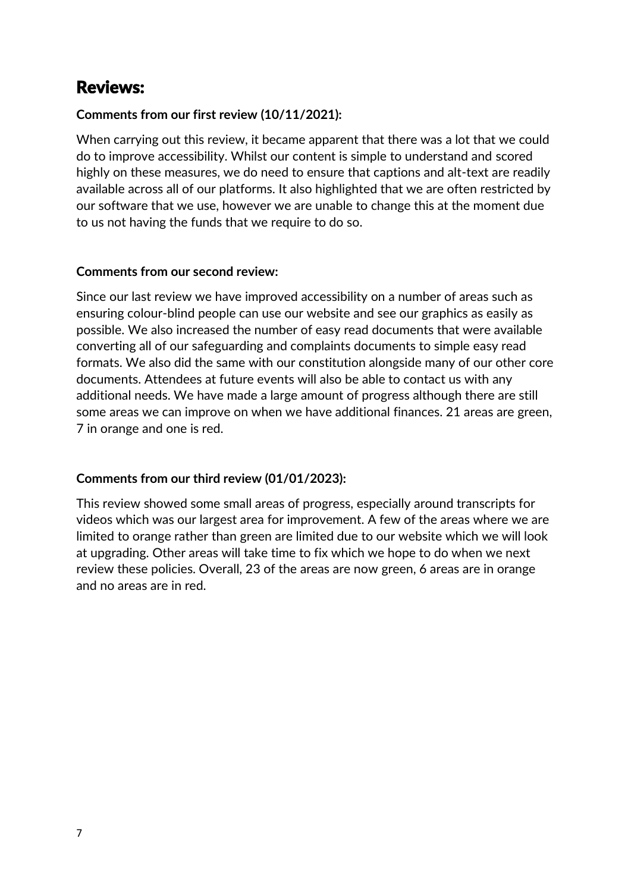## Reviews:

**Comments from our first review (10/11/2021):**

When carrying out this review, it became apparent that there was a lot that we could do to improve accessibility. Whilst our content is simple to understand and scored highly on these measures, we do need to ensure that captions and alt-text are readily available across all of our platforms. It also highlighted that we are often restricted by our software that we use, however we are unable to change this at the moment due to us not having the funds that we require to do so.

**Comments from our second review:**

Since our last review we have improved accessibility on a number of areas such as ensuring colour-blind people can use our website and see our graphics as easily as possible. We also increased the number of easy read documents that were available converting all of our safeguarding and complaints documents to simple easy read formats. We also did the same with our constitution alongside many of our other core documents. Attendees at future events will also be able to contact us with any additional needs. We have made a large amount of progress although there are still some areas we can improve on when we have additional finances. 21 areas are green, 7 in orange and one is red.

**Comments from our third review (01/01/2023):**

This review showed some small areas of progress, especially around transcripts for videos which was our largest area for improvement. A few of the areas where we are limited to orange rather than green are limited due to our website which we will look at upgrading. Other areas will take time to fix which we hope to do when we next review these policies. Overall, 23 of the areas are now green, 6 areas are in orange and no areas are in red.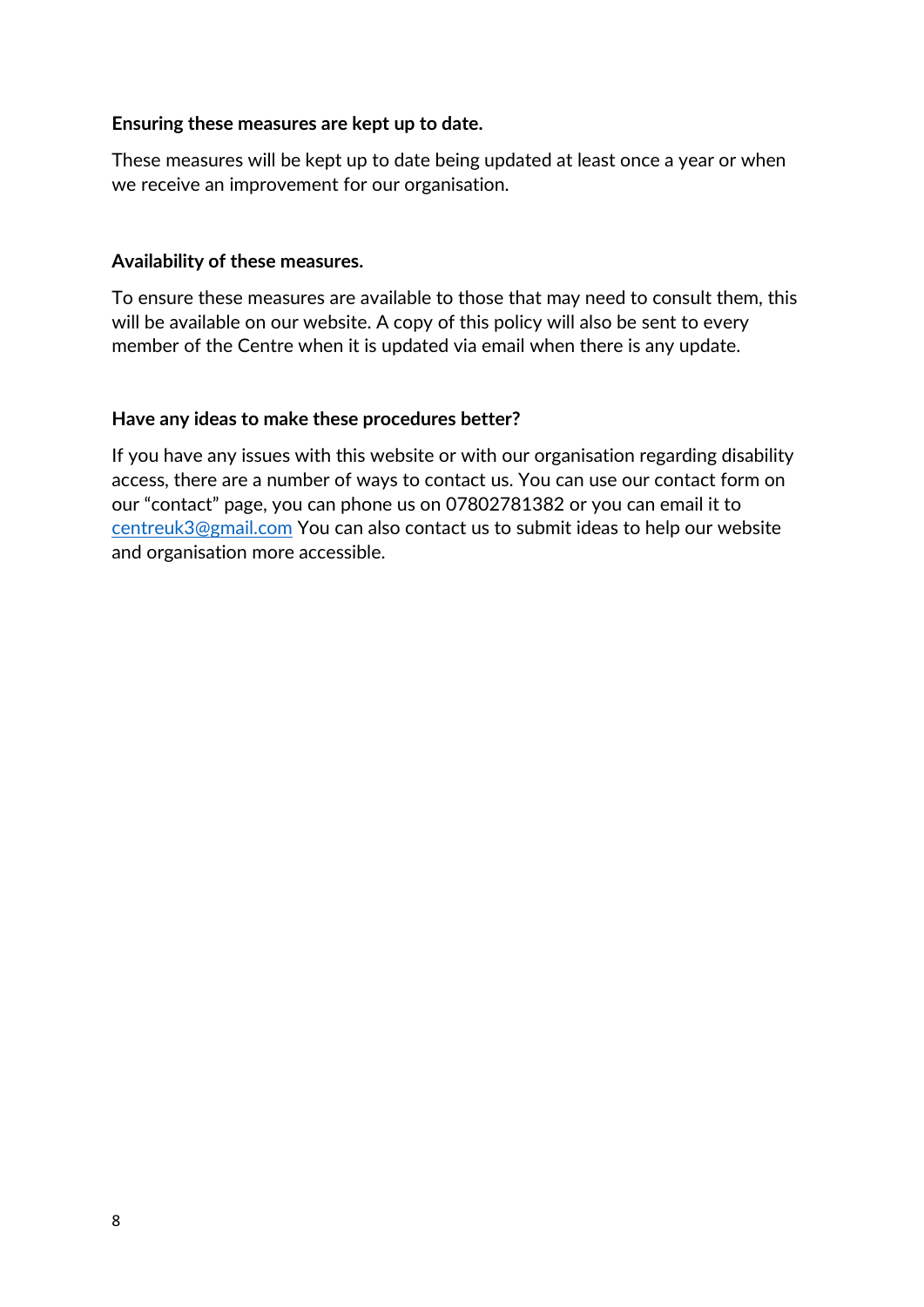**Ensuring these measures are kept up to date.**

These measures will be kept up to date being updated at least once a year or when we receive an improvement for our organisation.

**Availability of these measures.**

To ensure these measures are available to those that may need to consult them, this will be available on our website. A copy of this policy will also be sent to every member of the Centre when it is updated via email when there is any update.

**Have any ideas to make these procedures better?**

If you have any issues with this website or with our organisation regarding disability access, there are a number of ways to contact us. You can use our contact form on our "contact" page, you can phone us on 07802781382 or you can email it to centreuk3@gmail.com You can also contact us to submit ideas to help our website and organisation more accessible.